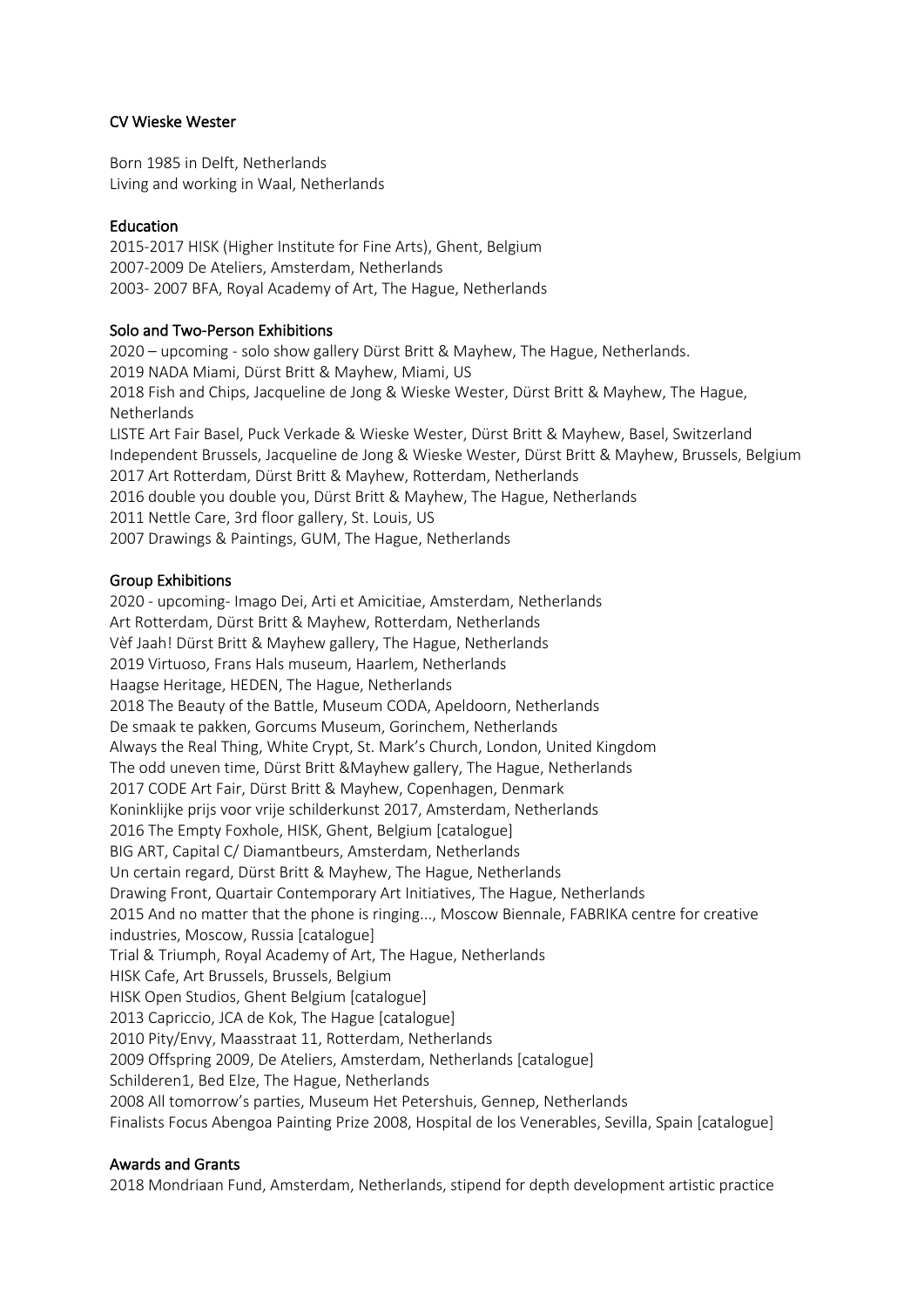# CV Wieske Wester

Born 1985 in Delft, Netherlands
Living and working in Waal, Netherlands

## Education

2015-2017 HISK (Higher Institute for Fine Arts), Ghent, Belgium
2007-2009 De Ateliers, Amsterdam, Netherlands
2003- 2007 BFA, Royal Academy of Art, The Hague, Netherlands

## Solo and Two-Person Exhibitions

2020 – upcoming - solo show gallery Dürst Britt & Mayhew, The Hague, Netherlands.
2019 NADA Miami, Dürst Britt & Mayhew, Miami, US
2018 Fish and Chips, Jacqueline de Jong & Wieske Wester, Dürst Britt & Mayhew, The Hague, Netherlands
LISTE Art Fair Basel, Puck Verkade & Wieske Wester, Dürst Britt & Mayhew, Basel, Switzerland
Independent Brussels, Jacqueline de Jong & Wieske Wester, Dürst Britt & Mayhew, Brussels, Belgium
2017 Art Rotterdam, Dürst Britt & Mayhew, Rotterdam, Netherlands
2016 double you double you, Dürst Britt & Mayhew, The Hague, Netherlands
2011 Nettle Care, 3rd floor gallery, St. Louis, US
2007 Drawings & Paintings, GUM, The Hague, Netherlands

## Group Exhibitions

2020 - upcoming- Imago Dei, Arti et Amicitiae, Amsterdam, Netherlands
Art Rotterdam, Dürst Britt & Mayhew, Rotterdam, Netherlands
Vèf Jaah! Dürst Britt & Mayhew gallery, The Hague, Netherlands
2019 Virtuoso, Frans Hals museum, Haarlem, Netherlands
Haagse Heritage, HEDEN, The Hague, Netherlands
2018 The Beauty of the Battle, Museum CODA, Apeldoorn, Netherlands
De smaak te pakken, Gorcums Museum, Gorinchem, Netherlands
Always the Real Thing, White Crypt, St. Mark's Church, London, United Kingdom
The odd uneven time, Dürst Britt &Mayhew gallery, The Hague, Netherlands
2017 CODE Art Fair, Dürst Britt & Mayhew, Copenhagen, Denmark
Koninklijke prijs voor vrije schilderkunst 2017, Amsterdam, Netherlands
2016 The Empty Foxhole, HISK, Ghent, Belgium [catalogue]
BIG ART, Capital C/ Diamantbeurs, Amsterdam, Netherlands
Un certain regard, Dürst Britt & Mayhew, The Hague, Netherlands
Drawing Front, Quartair Contemporary Art Initiatives, The Hague, Netherlands
2015 And no matter that the phone is ringing..., Moscow Biennale, FABRIKA centre for creative industries, Moscow, Russia [catalogue]
Trial & Triumph, Royal Academy of Art, The Hague, Netherlands
HISK Cafe, Art Brussels, Brussels, Belgium
HISK Open Studios, Ghent Belgium [catalogue]
2013 Capriccio, JCA de Kok, The Hague [catalogue]
2010 Pity/Envy, Maasstraat 11, Rotterdam, Netherlands
2009 Offspring 2009, De Ateliers, Amsterdam, Netherlands [catalogue]
Schilderen1, Bed Elze, The Hague, Netherlands
2008 All tomorrow's parties, Museum Het Petershuis, Gennep, Netherlands
Finalists Focus Abengoa Painting Prize 2008, Hospital de los Venerables, Sevilla, Spain [catalogue]

## Awards and Grants

2018 Mondriaan Fund, Amsterdam, Netherlands, stipend for depth development artistic practice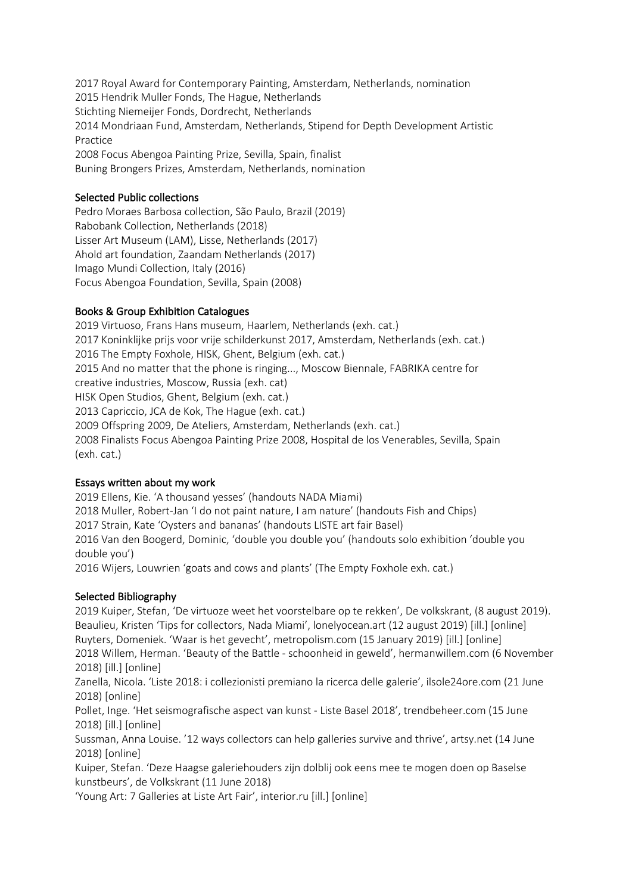2017 Royal Award for Contemporary Painting, Amsterdam, Netherlands, nomination
2015 Hendrik Muller Fonds, The Hague, Netherlands
Stichting Niemeijer Fonds, Dordrecht, Netherlands
2014 Mondriaan Fund, Amsterdam, Netherlands, Stipend for Depth Development Artistic Practice
2008 Focus Abengoa Painting Prize, Sevilla, Spain, finalist
Buning Brongers Prizes, Amsterdam, Netherlands, nomination

## Selected Public collections

Pedro Moraes Barbosa collection, São Paulo, Brazil (2019)
Rabobank Collection, Netherlands (2018)
Lisser Art Museum (LAM), Lisse, Netherlands (2017)
Ahold art foundation, Zaandam Netherlands (2017)
Imago Mundi Collection, Italy (2016)
Focus Abengoa Foundation, Sevilla, Spain (2008)

## Books & Group Exhibition Catalogues

2019 Virtuoso, Frans Hans museum, Haarlem, Netherlands (exh. cat.)
2017 Koninklijke prijs voor vrije schilderkunst 2017, Amsterdam, Netherlands (exh. cat.)
2016 The Empty Foxhole, HISK, Ghent, Belgium (exh. cat.)
2015 And no matter that the phone is ringing..., Moscow Biennale, FABRIKA centre for creative industries, Moscow, Russia (exh. cat)
HISK Open Studios, Ghent, Belgium (exh. cat.)
2013 Capriccio, JCA de Kok, The Hague (exh. cat.)
2009 Offspring 2009, De Ateliers, Amsterdam, Netherlands (exh. cat.)
2008 Finalists Focus Abengoa Painting Prize 2008, Hospital de los Venerables, Sevilla, Spain (exh. cat.)

## Essays written about my work

2019 Ellens, Kie. 'A thousand yesses' (handouts NADA Miami)
2018 Muller, Robert-Jan 'I do not paint nature, I am nature' (handouts Fish and Chips)
2017 Strain, Kate 'Oysters and bananas' (handouts LISTE art fair Basel)
2016 Van den Boogerd, Dominic, 'double you double you' (handouts solo exhibition 'double you double you')
2016 Wijers, Louwrien 'goats and cows and plants' (The Empty Foxhole exh. cat.)

## Selected Bibliography

2019 Kuiper, Stefan, 'De virtuoze weet het voorstelbare op te rekken', De volkskrant, (8 august 2019).
Beaulieu, Kristen 'Tips for collectors, Nada Miami', lonelyocean.art (12 august 2019) [ill.] [online]
Ruyters, Domeniek. 'Waar is het gevecht', metropolism.com (15 January 2019) [ill.] [online]
2018 Willem, Herman. 'Beauty of the Battle - schoonheid in geweld', hermanwillem.com (6 November 2018) [ill.] [online]
Zanella, Nicola. 'Liste 2018: i collezionisti premiano la ricerca delle gallerie', ilsole24ore.com (21 June 2018) [online]
Pollet, Inge. 'Het seismografische aspect van kunst - Liste Basel 2018', trendbeheer.com (15 June 2018) [ill.] [online]
Sussman, Anna Louise. '12 ways collectors can help galleries survive and thrive', artsy.net (14 June 2018) [online]
Kuiper, Stefan. 'Deze Haagse galeriehouders zijn dolblij ook eens mee te mogen doen op Baselse kunstbeurs', de Volkskrant (11 June 2018)
'Young Art: 7 Galleries at Liste Art Fair', interior.ru [ill.] [online]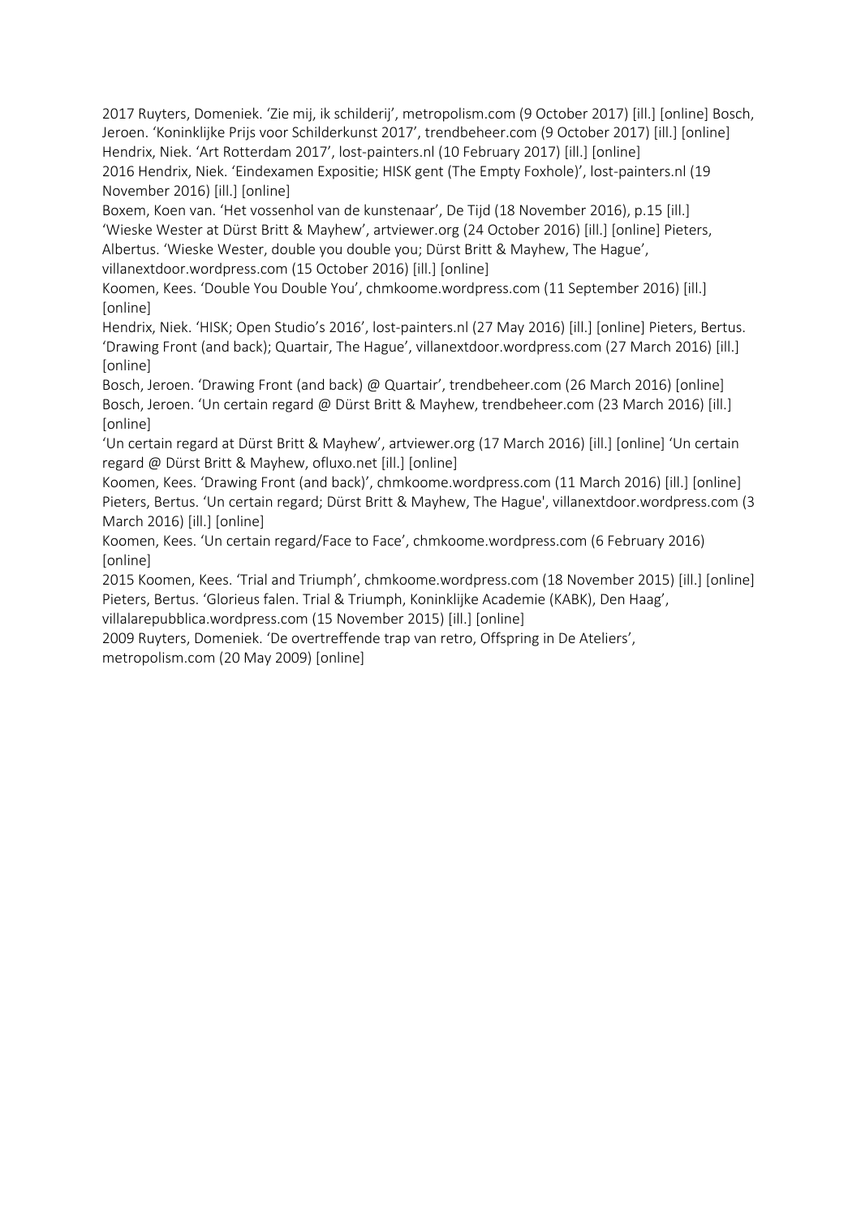2017 Ruyters, Domeniek. 'Zie mij, ik schilderij', metropolism.com (9 October 2017) [ill.] [online] Bosch, Jeroen. 'Koninklijke Prijs voor Schilderkunst 2017', trendbeheer.com (9 October 2017) [ill.] [online] Hendrix, Niek. 'Art Rotterdam 2017', lost-painters.nl (10 February 2017) [ill.] [online]
2016 Hendrix, Niek. 'Eindexamen Expositie; HISK gent (The Empty Foxhole)', lost-painters.nl (19 November 2016) [ill.] [online]
Boxem, Koen van. 'Het vossenhol van de kunstenaar', De Tijd (18 November 2016), p.15 [ill.]
'Wieske Wester at Dürst Britt & Mayhew', artviewer.org (24 October 2016) [ill.] [online] Pieters, Albertus. 'Wieske Wester, double you double you; Dürst Britt & Mayhew, The Hague', villanextdoor.wordpress.com (15 October 2016) [ill.] [online]
Koomen, Kees. 'Double You Double You', chmkoome.wordpress.com (11 September 2016) [ill.] [online]
Hendrix, Niek. 'HISK; Open Studio's 2016', lost-painters.nl (27 May 2016) [ill.] [online] Pieters, Bertus. 'Drawing Front (and back); Quartair, The Hague', villanextdoor.wordpress.com (27 March 2016) [ill.] [online]
Bosch, Jeroen. 'Drawing Front (and back) @ Quartair', trendbeheer.com (26 March 2016) [online] Bosch, Jeroen. 'Un certain regard @ Dürst Britt & Mayhew, trendbeheer.com (23 March 2016) [ill.] [online]
'Un certain regard at Dürst Britt & Mayhew', artviewer.org (17 March 2016) [ill.] [online] 'Un certain regard @ Dürst Britt & Mayhew, ofluxo.net [ill.] [online]
Koomen, Kees. 'Drawing Front (and back)', chmkoome.wordpress.com (11 March 2016) [ill.] [online] Pieters, Bertus. 'Un certain regard; Dürst Britt & Mayhew, The Hague', villanextdoor.wordpress.com (3 March 2016) [ill.] [online]
Koomen, Kees. 'Un certain regard/Face to Face', chmkoome.wordpress.com (6 February 2016) [online]
2015 Koomen, Kees. 'Trial and Triumph', chmkoome.wordpress.com (18 November 2015) [ill.] [online] Pieters, Bertus. 'Glorieus falen. Trial & Triumph, Koninklijke Academie (KABK), Den Haag', villalarepubblica.wordpress.com (15 November 2015) [ill.] [online]
2009 Ruyters, Domeniek. 'De overtreffende trap van retro, Offspring in De Ateliers', metropolism.com (20 May 2009) [online]